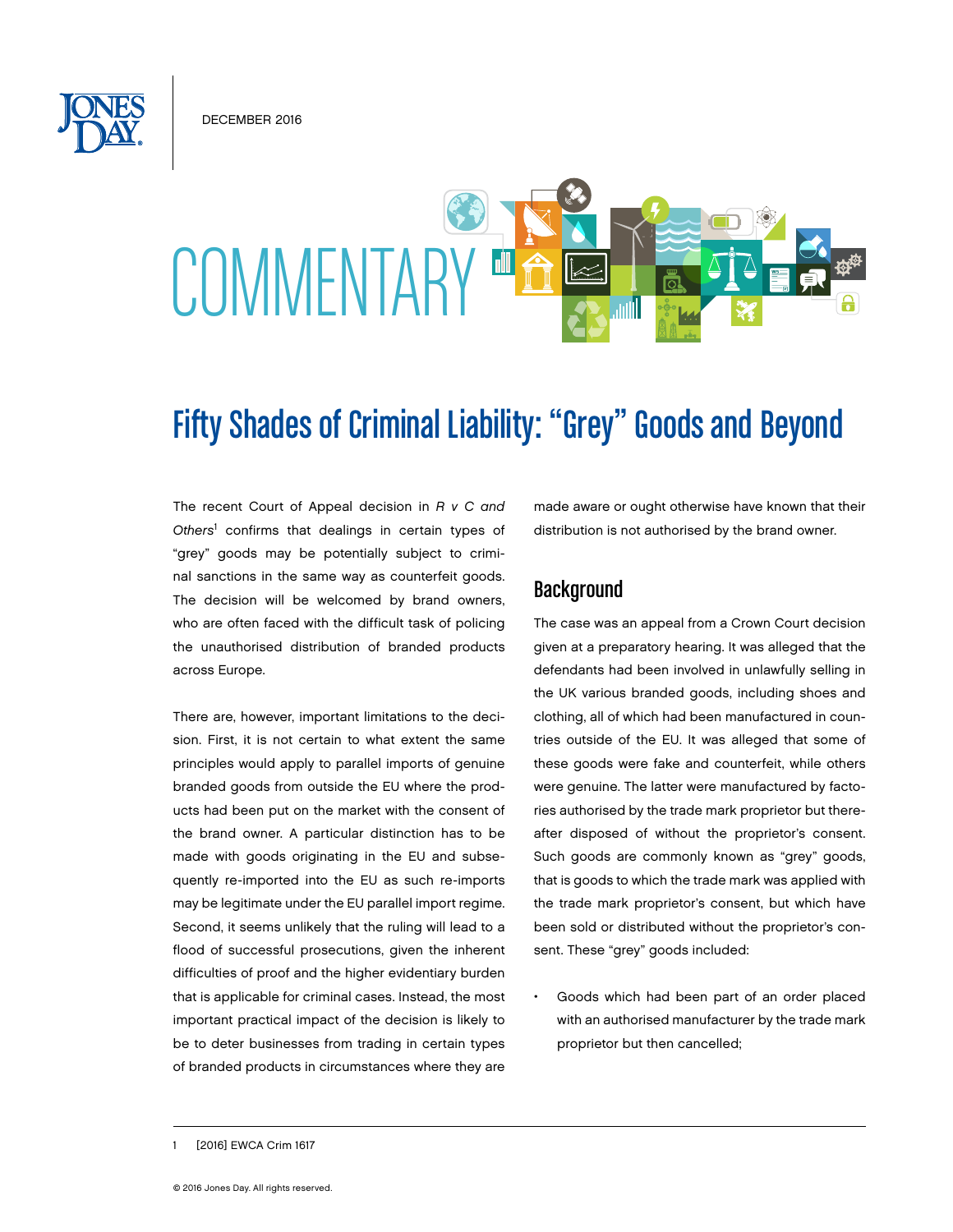DECEMBER 2016

COMMENTARY

# Fifty Shades of Criminal Liability: "Grey" Goods and Beyond

The recent Court of Appeal decision in *R v C and Others*[1] confirms that dealings in certain types of "grey" goods may be potentially subject to criminal sanctions in the same way as counterfeit goods. The decision will be welcomed by brand owners, who are often faced with the difficult task of policing the unauthorised distribution of branded products across Europe.

There are, however, important limitations to the decision. First, it is not certain to what extent the same principles would apply to parallel imports of genuine branded goods from outside the EU where the products had been put on the market with the consent of the brand owner. A particular distinction has to be made with goods originating in the EU and subsequently re-imported into the EU as such re-imports may be legitimate under the EU parallel import regime. Second, it seems unlikely that the ruling will lead to a flood of successful prosecutions, given the inherent difficulties of proof and the higher evidentiary burden that is applicable for criminal cases. Instead, the most important practical impact of the decision is likely to be to deter businesses from trading in certain types of branded products in circumstances where they are made aware or ought otherwise have known that their distribution is not authorised by the brand owner.

## Background

The case was an appeal from a Crown Court decision given at a preparatory hearing. It was alleged that the defendants had been involved in unlawfully selling in the UK various branded goods, including shoes and clothing, all of which had been manufactured in countries outside of the EU. It was alleged that some of these goods were fake and counterfeit, while others were genuine. The latter were manufactured by factories authorised by the trade mark proprietor but thereafter disposed of without the proprietor's consent. Such goods are commonly known as "grey" goods, that is goods to which the trade mark was applied with the trade mark proprietor's consent, but which have been sold or distributed without the proprietor's consent. These "grey" goods included:

- Goods which had been part of an order placed with an authorised manufacturer by the trade mark proprietor but then cancelled;

1 [2016] EWCA Crim 1617

© 2016 Jones Day. All rights reserved.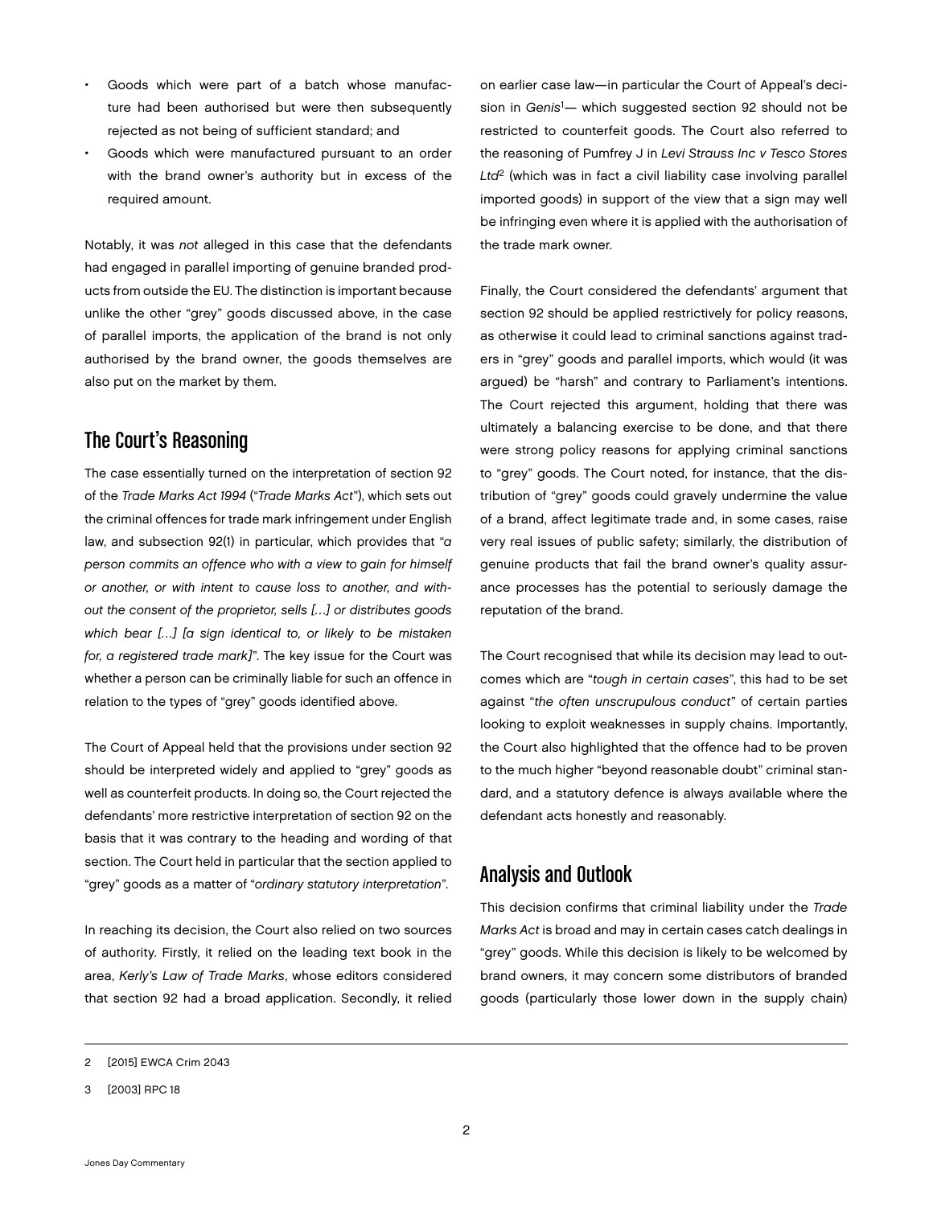- Goods which were part of a batch whose manufacture had been authorised but were then subsequently rejected as not being of sufficient standard; and
- Goods which were manufactured pursuant to an order with the brand owner's authority but in excess of the required amount.

Notably, it was *not* alleged in this case that the defendants had engaged in parallel importing of genuine branded products from outside the EU. The distinction is important because unlike the other "grey" goods discussed above, in the case of parallel imports, the application of the brand is not only authorised by the brand owner, the goods themselves are also put on the market by them.

## The Court's Reasoning

The case essentially turned on the interpretation of section 92 of the *Trade Marks Act 1994* ("*Trade Marks Act*"), which sets out the criminal offences for trade mark infringement under English law, and subsection 92(1) in particular, which provides that "*a person commits an offence who with a view to gain for himself or another, or with intent to cause loss to another, and without the consent of the proprietor, sells […] or distributes goods which bear […] [a sign identical to, or likely to be mistaken for, a registered trade mark]*". The key issue for the Court was whether a person can be criminally liable for such an offence in relation to the types of "grey" goods identified above.

The Court of Appeal held that the provisions under section 92 should be interpreted widely and applied to "grey" goods as well as counterfeit products. In doing so, the Court rejected the defendants' more restrictive interpretation of section 92 on the basis that it was contrary to the heading and wording of that section. The Court held in particular that the section applied to "grey" goods as a matter of "*ordinary statutory interpretation*".

In reaching its decision, the Court also relied on two sources of authority. Firstly, it relied on the leading text book in the area, *Kerly's Law of Trade Marks*, whose editors considered that section 92 had a broad application. Secondly, it relied on earlier case law—in particular the Court of Appeal's decision in *Genis*[1]— which suggested section 92 should not be restricted to counterfeit goods. The Court also referred to the reasoning of Pumfrey J in *Levi Strauss Inc v Tesco Stores Ltd*[2] (which was in fact a civil liability case involving parallel imported goods) in support of the view that a sign may well be infringing even where it is applied with the authorisation of the trade mark owner.

Finally, the Court considered the defendants' argument that section 92 should be applied restrictively for policy reasons, as otherwise it could lead to criminal sanctions against traders in "grey" goods and parallel imports, which would (it was argued) be "harsh" and contrary to Parliament's intentions. The Court rejected this argument, holding that there was ultimately a balancing exercise to be done, and that there were strong policy reasons for applying criminal sanctions to "grey" goods. The Court noted, for instance, that the distribution of "grey" goods could gravely undermine the value of a brand, affect legitimate trade and, in some cases, raise very real issues of public safety; similarly, the distribution of genuine products that fail the brand owner's quality assurance processes has the potential to seriously damage the reputation of the brand.

The Court recognised that while its decision may lead to outcomes which are "*tough in certain cases*", this had to be set against "*the often unscrupulous conduct*" of certain parties looking to exploit weaknesses in supply chains. Importantly, the Court also highlighted that the offence had to be proven to the much higher "beyond reasonable doubt" criminal standard, and a statutory defence is always available where the defendant acts honestly and reasonably.

## Analysis and Outlook

This decision confirms that criminal liability under the *Trade Marks Act* is broad and may in certain cases catch dealings in "grey" goods. While this decision is likely to be welcomed by brand owners, it may concern some distributors of branded goods (particularly those lower down in the supply chain)

---

2 [2015] EWCA Crim 2043

3 [2003] RPC 18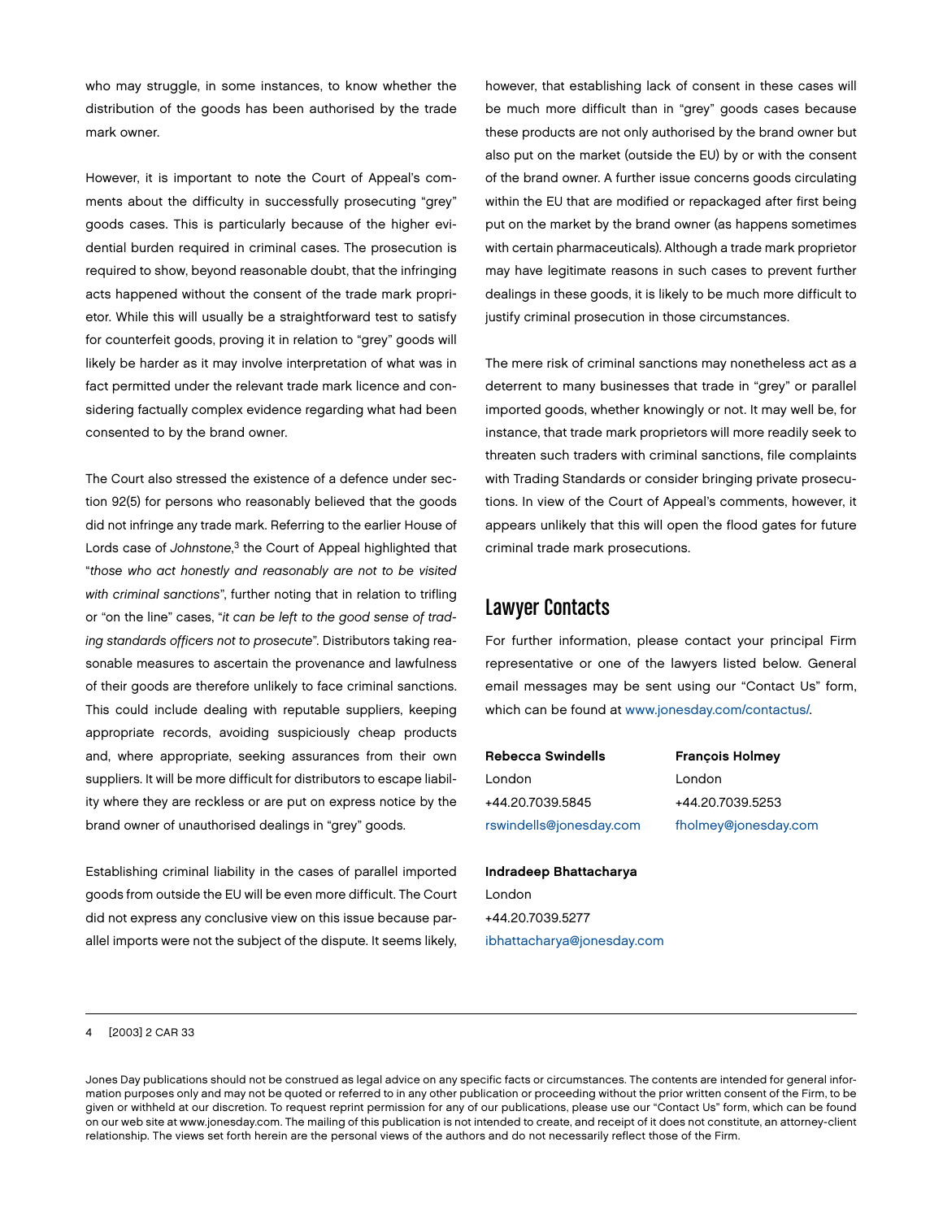who may struggle, in some instances, to know whether the distribution of the goods has been authorised by the trade mark owner.

However, it is important to note the Court of Appeal's comments about the difficulty in successfully prosecuting "grey" goods cases. This is particularly because of the higher evidential burden required in criminal cases. The prosecution is required to show, beyond reasonable doubt, that the infringing acts happened without the consent of the trade mark proprietor. While this will usually be a straightforward test to satisfy for counterfeit goods, proving it in relation to "grey" goods will likely be harder as it may involve interpretation of what was in fact permitted under the relevant trade mark licence and considering factually complex evidence regarding what had been consented to by the brand owner.

The Court also stressed the existence of a defence under section 92(5) for persons who reasonably believed that the goods did not infringe any trade mark. Referring to the earlier House of Lords case of *Johnstone*,[3] the Court of Appeal highlighted that "*those who act honestly and reasonably are not to be visited with criminal sanctions*", further noting that in relation to trifling or "on the line" cases, "*it can be left to the good sense of trading standards officers not to prosecute*". Distributors taking reasonable measures to ascertain the provenance and lawfulness of their goods are therefore unlikely to face criminal sanctions. This could include dealing with reputable suppliers, keeping appropriate records, avoiding suspiciously cheap products and, where appropriate, seeking assurances from their own suppliers. It will be more difficult for distributors to escape liability where they are reckless or are put on express notice by the brand owner of unauthorised dealings in "grey" goods.

Establishing criminal liability in the cases of parallel imported goods from outside the EU will be even more difficult. The Court did not express any conclusive view on this issue because parallel imports were not the subject of the dispute. It seems likely, however, that establishing lack of consent in these cases will be much more difficult than in "grey" goods cases because these products are not only authorised by the brand owner but also put on the market (outside the EU) by or with the consent of the brand owner. A further issue concerns goods circulating within the EU that are modified or repackaged after first being put on the market by the brand owner (as happens sometimes with certain pharmaceuticals). Although a trade mark proprietor may have legitimate reasons in such cases to prevent further dealings in these goods, it is likely to be much more difficult to justify criminal prosecution in those circumstances.

The mere risk of criminal sanctions may nonetheless act as a deterrent to many businesses that trade in "grey" or parallel imported goods, whether knowingly or not. It may well be, for instance, that trade mark proprietors will more readily seek to threaten such traders with criminal sanctions, file complaints with Trading Standards or consider bringing private prosecutions. In view of the Court of Appeal's comments, however, it appears unlikely that this will open the flood gates for future criminal trade mark prosecutions.

## Lawyer Contacts

For further information, please contact your principal Firm representative or one of the lawyers listed below. General email messages may be sent using our "Contact Us" form, which can be found at www.jonesday.com/contactus/.

**Rebecca Swindells**
London
+44.20.7039.5845
rswindells@jonesday.com

**François Holmey**
London
+44.20.7039.5253
fholmey@jonesday.com

**Indradeep Bhattacharya**
London
+44.20.7039.5277
ibhattacharya@jonesday.com

---

4 [2003] 2 CAR 33

Jones Day publications should not be construed as legal advice on any specific facts or circumstances. The contents are intended for general information purposes only and may not be quoted or referred to in any other publication or proceeding without the prior written consent of the Firm, to be given or withheld at our discretion. To request reprint permission for any of our publications, please use our "Contact Us" form, which can be found on our web site at www.jonesday.com. The mailing of this publication is not intended to create, and receipt of it does not constitute, an attorney-client relationship. The views set forth herein are the personal views of the authors and do not necessarily reflect those of the Firm.